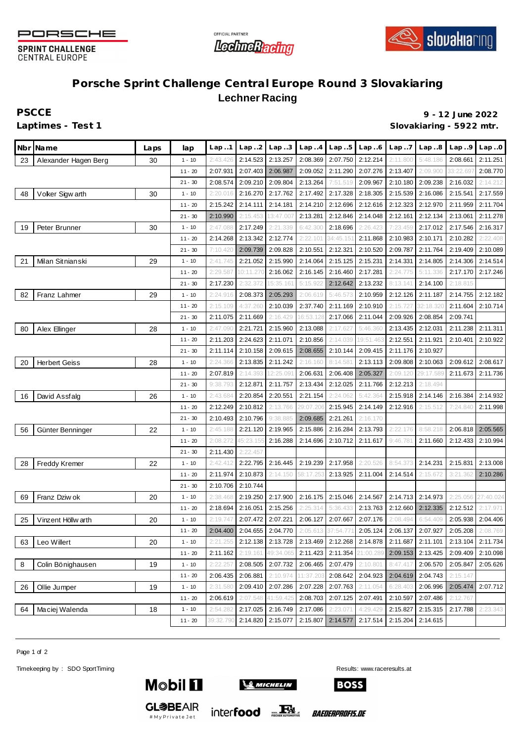PORSCHE SPRINT CHALLENGE CENTRAL EUROPE

OFFICIAL PARTNER Lechner Racing

slovakiaring

# Porsche Sprint Challenge Central Europe Round 3 Slovakiaring

## Lechner Racing

**PSCCE** **9 - 12 June 2022**

**Laptimes - Test 1** **Slovakiaring - 5922 mtr.**

| Nbr | Name | Laps | lap | Lap..1 | Lap..2 | Lap..3 | Lap..4 | Lap..5 | Lap..6 | Lap..7 | Lap..8 | Lap..9 | Lap..0 |
|---|---|---|---|---|---|---|---|---|---|---|---|---|---|
| 23 | Alexander Hagen Berg | 30 | 1 - 10 | 2:43.426 | 2:14.523 | 2:13.257 | 2:08.369 | 2:07.750 | 2:12.214 | 2:11.800 | 5:48.186 | 2:08.661 | 2:11.251 |
| | | | 11 - 20 | 2:07.931 | 2:07.403 | 2:06.987 | 2:09.052 | 2:11.290 | 2:07.276 | 2:13.407 | 2:09.900 | 33:22.697 | 2:08.770 |
| | | | 21 - 30 | 2:08.574 | 2:09.210 | 2:09.804 | 2:13.264 | 7:51.519 | 2:09.967 | 2:10.180 | 2:09.238 | 2:16.032 | 2:14.212 |
| 48 | Volker Sigwarth | 30 | 1 - 10 | 2:20.016 | 2:16.270 | 2:17.762 | 2:17.492 | 2:17.328 | 2:18.305 | 2:15.539 | 2:16.086 | 2:15.541 | 2:17.559 |
| | | | 11 - 20 | 2:15.242 | 2:14.111 | 2:14.181 | 2:14.210 | 2:12.696 | 2:12.616 | 2:12.323 | 2:12.970 | 2:11.959 | 2:11.704 |
| | | | 21 - 30 | 2:10.990 | 2:15.453 | 13:47.007 | 2:13.281 | 2:12.846 | 2:14.048 | 2:12.161 | 2:12.134 | 2:13.061 | 2:11.278 |
| 19 | Peter Brunner | 30 | 1 - 10 | 2:47.088 | 2:17.249 | 2:21.339 | 6:42.300 | 2:18.696 | 2:26.423 | 7:23.459 | 2:17.012 | 2:17.546 | 2:16.317 |
| | | | 11 - 20 | 2:14.268 | 2:13.342 | 2:12.774 | 2:22.101 | 34:45.151 | 2:11.868 | 2:10.983 | 2:10.171 | 2:10.282 | 2:22.408 |
| | | | 21 - 30 | 7:10.420 | 2:09.739 | 2:09.828 | 2:10.551 | 2:12.321 | 2:10.520 | 2:09.787 | 2:11.764 | 2:19.409 | 2:10.089 |
| 21 | Milan Sitnianski | 29 | 1 - 10 | 2:41.745 | 2:21.052 | 2:15.990 | 2:14.064 | 2:15.125 | 2:15.231 | 2:14.331 | 2:14.805 | 2:14.306 | 2:14.514 |
| | | | 11 - 20 | 2:29.587 | 10:11.270 | 2:16.062 | 2:16.145 | 2:16.460 | 2:17.281 | 2:24.775 | 5:11.336 | 2:17.170 | 2:17.246 |
| | | | 21 - 30 | 2:17.230 | 2:32.372 | 15:35.161 | 5:15.922 | 2:12.642 | 2:13.232 | 8:13.141 | 2:14.100 | 2:18.815 | |
| 82 | Franz Lahmer | 29 | 1 - 10 | 2:24.916 | 2:08.373 | 2:05.293 | 2:06.619 | 5:46.573 | 2:10.959 | 2:12.126 | 2:11.187 | 2:14.755 | 2:12.182 |
| | | | 11 - 20 | 2:15.109 | 4:37.260 | 2:10.039 | 2:37.740 | 2:11.169 | 2:10.910 | 2:15.727 | 32:18.320 | 2:11.604 | 2:10.714 |
| | | | 21 - 30 | 2:11.075 | 2:11.669 | 2:16.429 | 16:53.128 | 2:17.066 | 2:11.044 | 2:09.926 | 2:08.854 | 2:09.741 | |
| 80 | Alex Ellinger | 28 | 1 - 10 | 2:47.090 | 2:21.721 | 2:15.960 | 2:13.088 | 2:17.627 | 5:46.360 | 2:13.435 | 2:12.031 | 2:11.238 | 2:11.311 |
| | | | 11 - 20 | 2:11.203 | 2:24.623 | 2:11.071 | 2:10.856 | 2:14.039 | 19:51.463 | 2:12.551 | 2:11.921 | 2:10.401 | 2:10.922 |
| | | | 21 - 30 | 2:11.114 | 2:10.158 | 2:09.615 | 2:08.655 | 2:10.144 | 2:09.415 | 2:11.176 | 2:10.927 | | |
| 20 | Herbert Geiss | 28 | 1 - 10 | 2:24.366 | 2:13.835 | 2:11.242 | 2:16.160 | 8:14.581 | 2:13.113 | 2:09.808 | 2:10.063 | 2:09.612 | 2:08.617 |
| | | | 11 - 20 | 2:07.819 | 2:14.393 | 12:25.091 | 2:06.631 | 2:06.408 | 2:05.327 | 2:09.120 | 29:17.589 | 2:11.673 | 2:11.736 |
| | | | 21 - 30 | 9:38.793 | 2:12.871 | 2:11.757 | 2:13.434 | 2:12.025 | 2:11.766 | 2:12.213 | 2:18.494 | | |
| 16 | David Assfalg | 26 | 1 - 10 | 2:43.684 | 2:20.854 | 2:20.551 | 2:21.154 | 2:24.062 | 5:42.364 | 2:15.918 | 2:14.146 | 2:16.384 | 2:14.932 |
| | | | 11 - 20 | 2:12.249 | 2:10.812 | 2:13.766 | 29:07.206 | 2:15.945 | 2:14.149 | 2:12.916 | 2:15.512 | 7:24.840 | 2:11.998 |
| | | | 21 - 30 | 2:10.493 | 2:10.796 | 9:38.885 | 2:09.685 | 2:21.261 | 2:16.170 | | | | |
| 56 | Günter Benninger | 22 | 1 - 10 | 2:45.188 | 2:21.120 | 2:19.965 | 2:15.886 | 2:16.284 | 2:13.793 | 2:22.176 | 8:58.218 | 2:06.818 | 2:05.565 |
| | | | 11 - 20 | 2:08.272 | 45:23.155 | 2:16.288 | 2:14.696 | 2:10.712 | 2:11.617 | 9:46.781 | 2:11.660 | 2:12.433 | 2:10.994 |
| | | | 21 - 30 | 2:11.430 | 2:22.457 | | | | | | | | |
| 28 | Freddy Kremer | 22 | 1 - 10 | 2:42.412 | 2:22.795 | 2:16.445 | 2:19.239 | 2:17.958 | 2:20.526 | 8:54.373 | 2:14.231 | 2:15.831 | 2:13.008 |
| | | | 11 - 20 | 2:11.974 | 2:10.873 | 2:14.150 | 58:17.253 | 2:13.925 | 2:11.004 | 2:14.514 | 2:15.672 | 3:21.362 | 2:10.286 |
| | | | 21 - 30 | 2:10.706 | 2:10.744 | | | | | | | | |
| 69 | Franz Dziwok | 20 | 1 - 10 | 2:38.468 | 2:19.250 | 2:17.900 | 2:16.175 | 2:15.046 | 2:14.567 | 2:14.713 | 2:14.973 | 2:25.056 | 27:40.024 |
| | | | 11 - 20 | 2:18.694 | 2:16.051 | 2:15.256 | 2:25.314 | 5:36.433 | 2:13.763 | 2:12.660 | 2:12.335 | 2:12.512 | 2:17.971 |
| 25 | Vinzent Höllwarth | 20 | 1 - 10 | 2:19.747 | 2:07.472 | 2:07.221 | 2:06.127 | 2:07.667 | 2:07.176 | 2:08.494 | 6:54.409 | 2:05.938 | 2:04.406 |
| | | | 11 - 20 | 2:04.400 | 2:04.655 | 2:04.770 | 2:05.613 | 37:54.771 | 2:05.124 | 2:06.137 | 2:07.927 | 2:05.208 | 2:08.769 |
| 63 | Leo Willert | 20 | 1 - 10 | 2:21.255 | 2:12.138 | 2:13.728 | 2:13.469 | 2:12.268 | 2:14.878 | 2:11.687 | 2:11.101 | 2:13.104 | 2:11.734 |
| | | | 11 - 20 | 2:11.162 | 2:19.161 | 49:34.065 | 2:11.423 | 2:11.354 | 21:00.289 | 2:09.153 | 2:13.425 | 2:09.409 | 2:10.098 |
| 8 | Colin Bönighausen | 19 | 1 - 10 | 2:22.257 | 2:08.505 | 2:07.732 | 2:06.465 | 2:07.479 | 2:10.801 | 8:47.417 | 2:06.570 | 2:05.847 | 2:05.626 |
| | | | 11 - 20 | 2:06.435 | 2:06.881 | 2:10.974 | 11:37.203 | 2:08.642 | 2:04.923 | 2:04.619 | 2:04.743 | 2:15.147 | |
| 26 | Ollie Jumper | 19 | 1 - 10 | 2:31.580 | 2:09.410 | 2:07.286 | 2:07.228 | 2:07.763 | 2:11.054 | 6:28.403 | 2:06.996 | 2:05.474 | 2:07.712 |
| | | | 11 - 20 | 2:06.619 | 2:07.548 | 41:59.425 | 2:08.703 | 2:07.125 | 2:07.491 | 2:10.597 | 2:07.486 | 2:12.767 | |
| 64 | Maciej Walenda | 18 | 1 - 10 | 2:54.282 | 2:17.025 | 2:16.749 | 2:17.086 | 2:23.071 | 4:29.429 | 2:15.827 | 2:15.315 | 2:17.788 | 2:23.343 |
| | | | 11 - 20 | 39:32.790 | 2:14.820 | 2:15.077 | 2:15.807 | 2:14.577 | 2:17.514 | 2:15.204 | 2:14.615 | | |

Timekeeping by : SDO SportTiming

Results: www.raceresults.at

Mobil 1 MICHELIN BOSS GLOBEAIR #MyPrivateJet interfood FA FISCHER AUTOMOTIVE BAEDERPROFIS.DE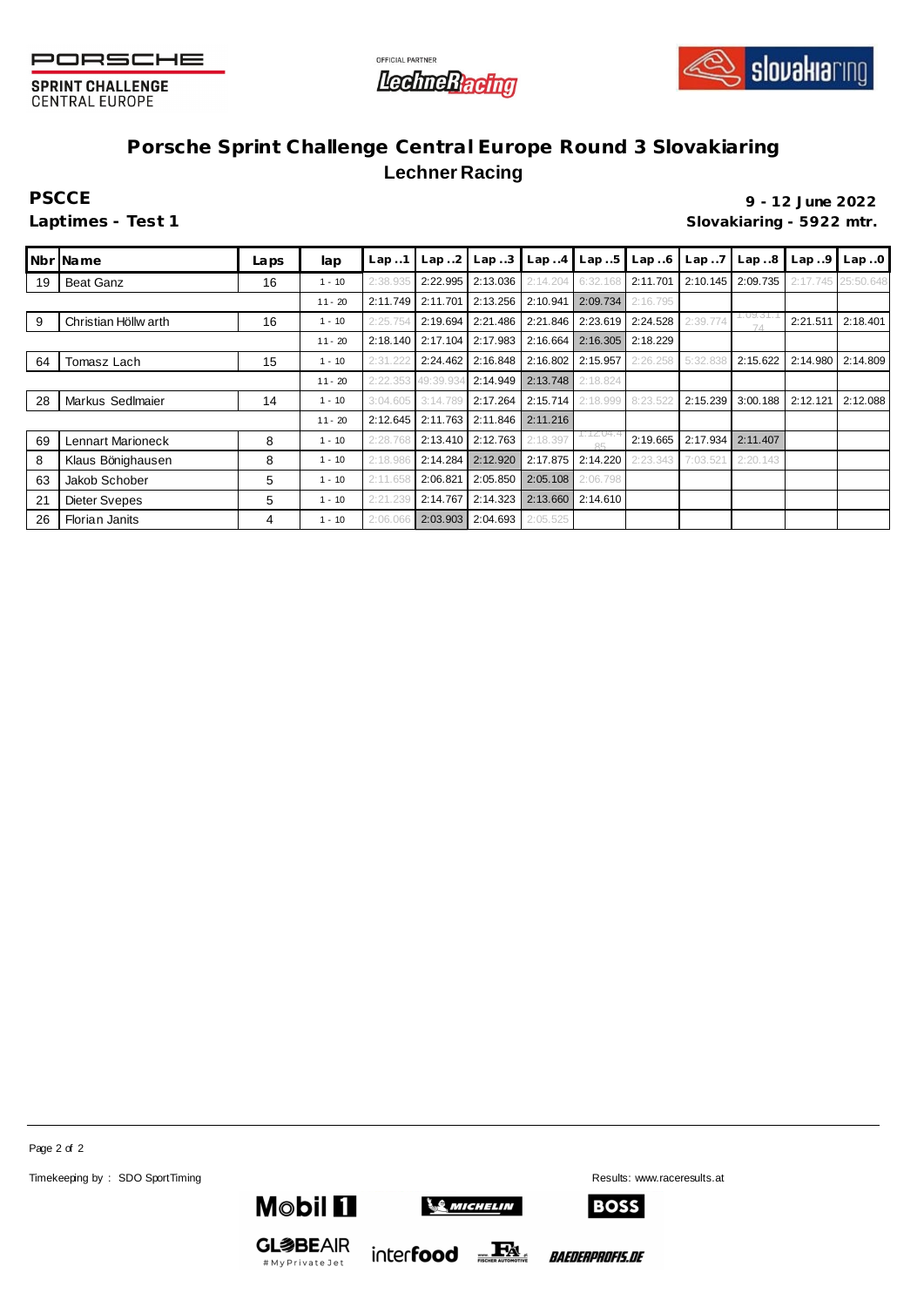# Porsche Sprint Challenge Central Europe Round 3 Slovakiaring

## Lechner Racing

**PSCCE**
**Laptimes - Test 1**

**9 - 12 June 2022**
**Slovakiaring - 5922 mtr.**

| Nbr | Name | Laps | lap | Lap ..1 | Lap ..2 | Lap ..3 | Lap ..4 | Lap ..5 | Lap ..6 | Lap ..7 | Lap ..8 | Lap ..9 | Lap ..0 |
|---|---|---|---|---|---|---|---|---|---|---|---|---|---|
| 19 | Beat Ganz | 16 | 1 - 10 | 2:38.935 | 2:22.995 | 2:13.036 | 2:14.204 | 6:32.168 | 2:11.701 | 2:10.145 | 2:09.735 | 2:17.745 | 25:50.648 |
| | | | 11 - 20 | 2:11.749 | 2:11.701 | 2:13.256 | 2:10.941 | 2:09.734 | 2:16.795 | | | | |
| 9 | Christian Höllwarth | 16 | 1 - 10 | 2:25.754 | 2:19.694 | 2:21.486 | 2:21.846 | 2:23.619 | 2:24.528 | 2:39.774 | 1:09:31.174 | 2:21.511 | 2:18.401 |
| | | | 11 - 20 | 2:18.140 | 2:17.104 | 2:17.983 | 2:16.664 | 2:16.305 | 2:18.229 | | | | |
| 64 | Tomasz Lach | 15 | 1 - 10 | 2:31.222 | 2:24.462 | 2:16.848 | 2:16.802 | 2:15.957 | 2:26.258 | 5:32.838 | 2:15.622 | 2:14.980 | 2:14.809 |
| | | | 11 - 20 | 2:22.353 | 49:39.934 | 2:14.949 | 2:13.748 | 2:18.824 | | | | | |
| 28 | Markus Sedlmaier | 14 | 1 - 10 | 3:04.605 | 3:14.789 | 2:17.264 | 2:15.714 | 2:18.999 | 8:23.522 | 2:15.239 | 3:00.188 | 2:12.121 | 2:12.088 |
| | | | 11 - 20 | 2:12.645 | 2:11.763 | 2:11.846 | 2:11.216 | | | | | | |
| 69 | Lennart Marioneck | 8 | 1 - 10 | 2:28.768 | 2:13.410 | 2:12.763 | 2:18.397 | 1:12:04.485 | 2:19.665 | 2:17.934 | 2:11.407 | | |
| 8 | Klaus Bönighausen | 8 | 1 - 10 | 2:18.986 | 2:14.284 | 2:12.920 | 2:17.875 | 2:14.220 | 2:23.343 | 7:03.521 | 2:20.143 | | |
| 63 | Jakob Schober | 5 | 1 - 10 | 2:11.658 | 2:06.821 | 2:05.850 | 2:05.108 | 2:06.798 | | | | | |
| 21 | Dieter Svepes | 5 | 1 - 10 | 2:21.239 | 2:14.767 | 2:14.323 | 2:13.660 | 2:14.610 | | | | | |
| 26 | Florian Janits | 4 | 1 - 10 | 2:06.066 | 2:03.903 | 2:04.693 | 2:05.525 | | | | | | |

Timekeeping by : SDO SportTiming

Results: www.raceresults.at